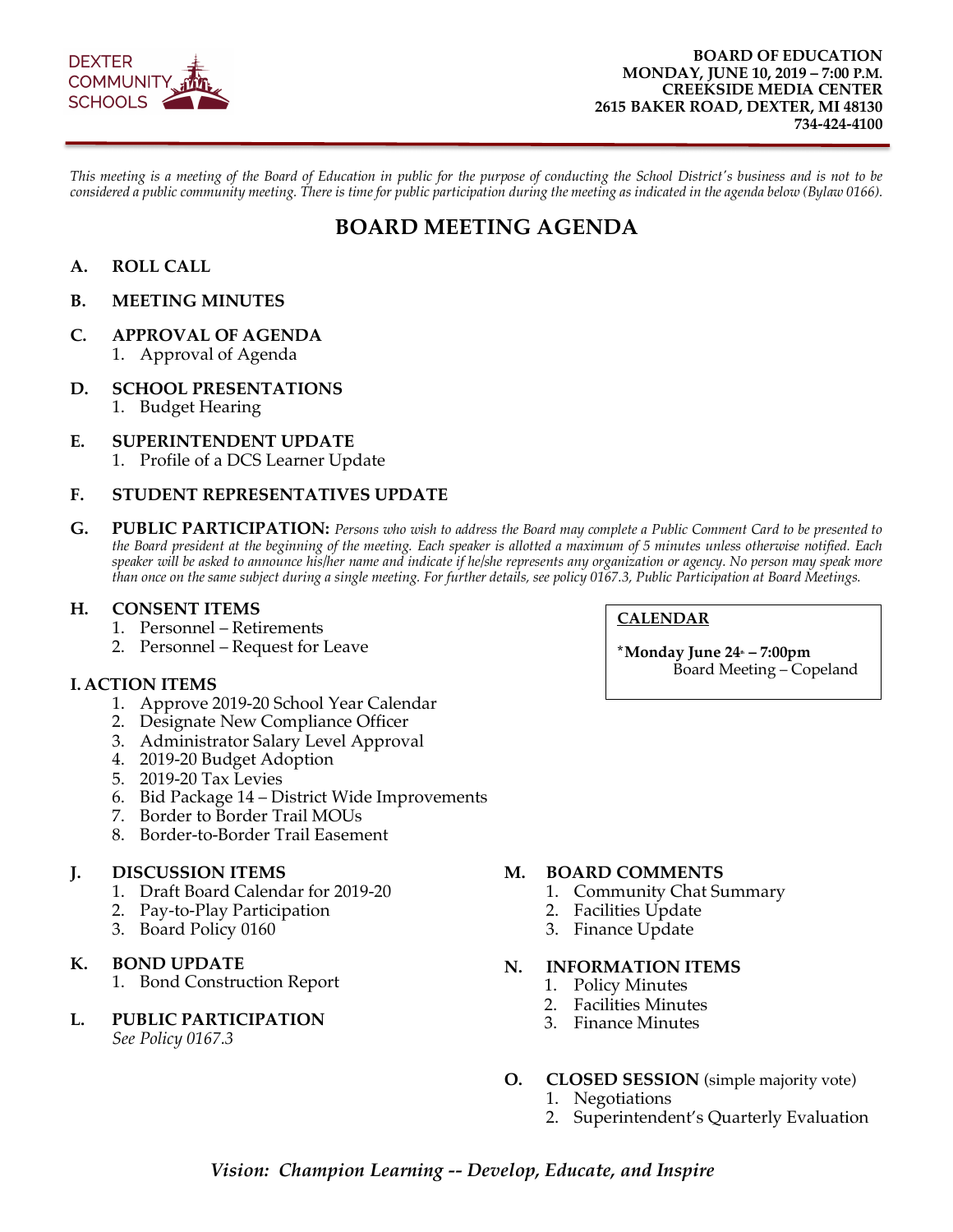DEXTER COMMUNITY SCHOOLS

**BOARD OF EDUCATION**
**MONDAY, JUNE 10, 2019 – 7:00 P.M.**
**CREEKSIDE MEDIA CENTER**
**2615 BAKER ROAD, DEXTER, MI 48130**
**734-424-4100**

*This meeting is a meeting of the Board of Education in public for the purpose of conducting the School District's business and is not to be considered a public community meeting. There is time for public participation during the meeting as indicated in the agenda below (Bylaw 0166).*

# BOARD MEETING AGENDA

**A. ROLL CALL**

**B. MEETING MINUTES**

**C. APPROVAL OF AGENDA**
1. Approval of Agenda

**D. SCHOOL PRESENTATIONS**
1. Budget Hearing

**E. SUPERINTENDENT UPDATE**
1. Profile of a DCS Learner Update

**F. STUDENT REPRESENTATIVES UPDATE**

**G. PUBLIC PARTICIPATION:** *Persons who wish to address the Board may complete a Public Comment Card to be presented to the Board president at the beginning of the meeting. Each speaker is allotted a maximum of 5 minutes unless otherwise notified. Each speaker will be asked to announce his/her name and indicate if he/she represents any organization or agency. No person may speak more than once on the same subject during a single meeting. For further details, see policy 0167.3, Public Participation at Board Meetings.*

**H. CONSENT ITEMS**
1. Personnel – Retirements
2. Personnel – Request for Leave

**I. ACTION ITEMS**
1. Approve 2019-20 School Year Calendar
2. Designate New Compliance Officer
3. Administrator Salary Level Approval
4. 2019-20 Budget Adoption
5. 2019-20 Tax Levies
6. Bid Package 14 – District Wide Improvements
7. Border to Border Trail MOUs
8. Border-to-Border Trail Easement

**J. DISCUSSION ITEMS**
1. Draft Board Calendar for 2019-20
2. Pay-to-Play Participation
3. Board Policy 0160

**K. BOND UPDATE**
1. Bond Construction Report

**L. PUBLIC PARTICIPATION**
*See Policy 0167.3*

**M. BOARD COMMENTS**
1. Community Chat Summary
2. Facilities Update
3. Finance Update

**N. INFORMATION ITEMS**
1. Policy Minutes
2. Facilities Minutes
3. Finance Minutes

**O. CLOSED SESSION** (simple majority vote)
1. Negotiations
2. Superintendent's Quarterly Evaluation

**CALENDAR**

***Monday June 24th – 7:00pm**
Board Meeting – Copeland

***Vision: Champion Learning -- Develop, Educate, and Inspire***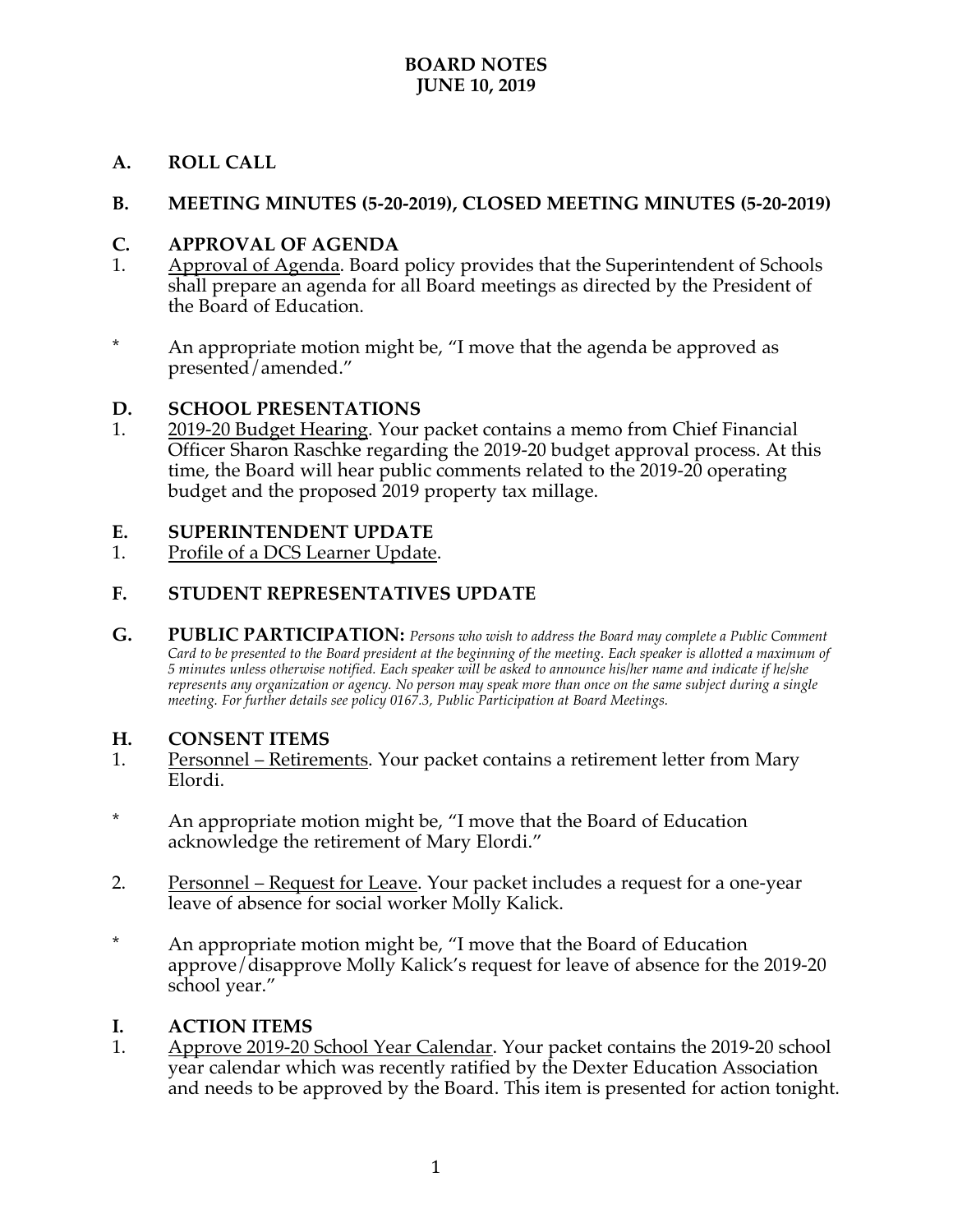# BOARD NOTES
# JUNE 10, 2019

## A. ROLL CALL

## B. MEETING MINUTES (5-20-2019), CLOSED MEETING MINUTES (5-20-2019)

## C. APPROVAL OF AGENDA

1. Approval of Agenda. Board policy provides that the Superintendent of Schools shall prepare an agenda for all Board meetings as directed by the President of the Board of Education.

\* An appropriate motion might be, "I move that the agenda be approved as presented/amended."

## D. SCHOOL PRESENTATIONS

1. 2019-20 Budget Hearing. Your packet contains a memo from Chief Financial Officer Sharon Raschke regarding the 2019-20 budget approval process. At this time, the Board will hear public comments related to the 2019-20 operating budget and the proposed 2019 property tax millage.

## E. SUPERINTENDENT UPDATE

1. Profile of a DCS Learner Update.

## F. STUDENT REPRESENTATIVES UPDATE

## G. PUBLIC PARTICIPATION:

*Persons who wish to address the Board may complete a Public Comment Card to be presented to the Board president at the beginning of the meeting. Each speaker is allotted a maximum of 5 minutes unless otherwise notified. Each speaker will be asked to announce his/her name and indicate if he/she represents any organization or agency. No person may speak more than once on the same subject during a single meeting. For further details see policy 0167.3, Public Participation at Board Meetings.*

## H. CONSENT ITEMS

1. Personnel – Retirements. Your packet contains a retirement letter from Mary Elordi.

\* An appropriate motion might be, "I move that the Board of Education acknowledge the retirement of Mary Elordi."

2. Personnel – Request for Leave. Your packet includes a request for a one-year leave of absence for social worker Molly Kalick.

\* An appropriate motion might be, "I move that the Board of Education approve/disapprove Molly Kalick's request for leave of absence for the 2019-20 school year."

## I. ACTION ITEMS

1. Approve 2019-20 School Year Calendar. Your packet contains the 2019-20 school year calendar which was recently ratified by the Dexter Education Association and needs to be approved by the Board. This item is presented for action tonight.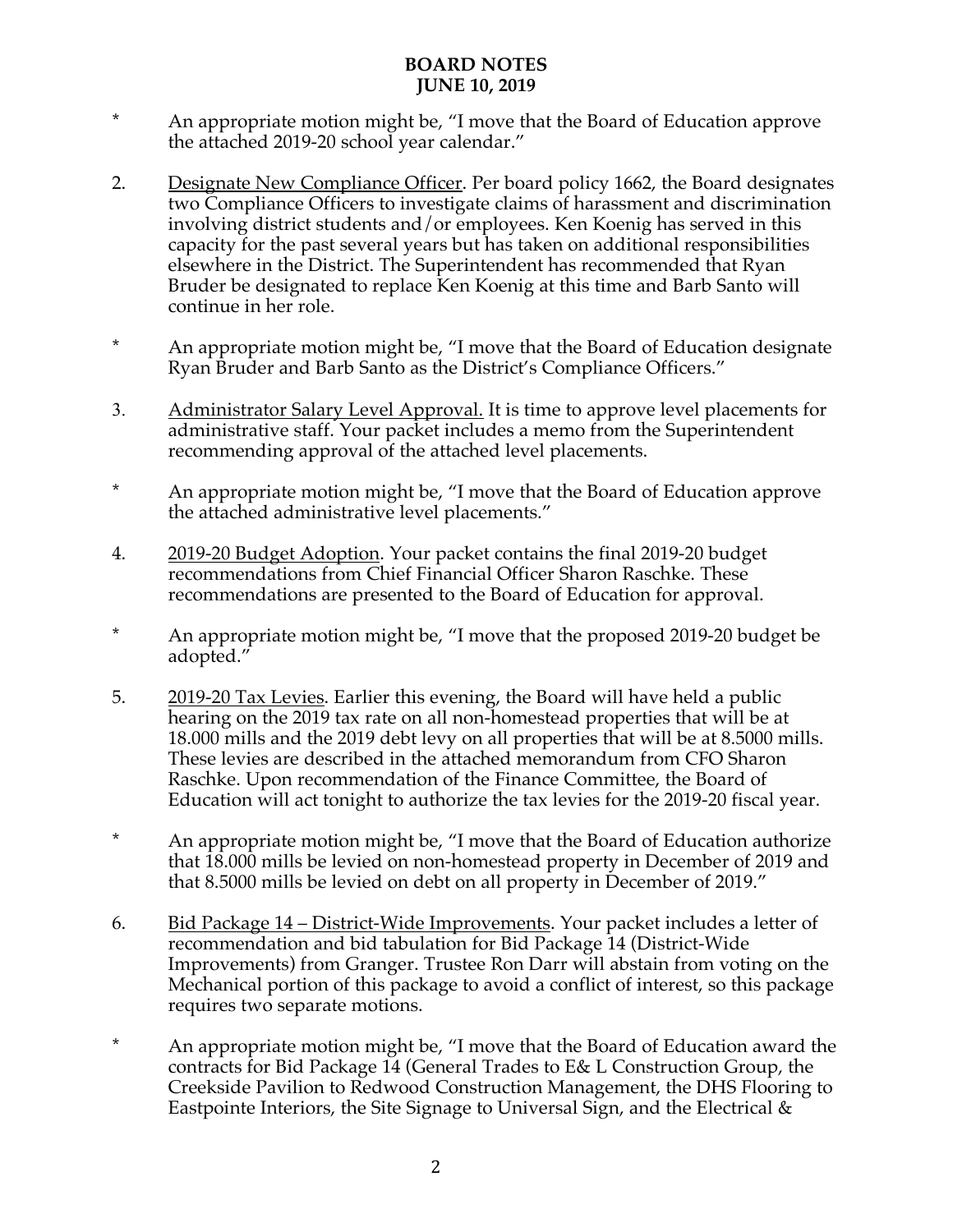# BOARD NOTES
# JUNE 10, 2019

\* An appropriate motion might be, "I move that the Board of Education approve the attached 2019-20 school year calendar."

2. Designate New Compliance Officer. Per board policy 1662, the Board designates two Compliance Officers to investigate claims of harassment and discrimination involving district students and/or employees. Ken Koenig has served in this capacity for the past several years but has taken on additional responsibilities elsewhere in the District. The Superintendent has recommended that Ryan Bruder be designated to replace Ken Koenig at this time and Barb Santo will continue in her role.

\* An appropriate motion might be, "I move that the Board of Education designate Ryan Bruder and Barb Santo as the District's Compliance Officers."

3. Administrator Salary Level Approval. It is time to approve level placements for administrative staff. Your packet includes a memo from the Superintendent recommending approval of the attached level placements.

\* An appropriate motion might be, "I move that the Board of Education approve the attached administrative level placements."

4. 2019-20 Budget Adoption. Your packet contains the final 2019-20 budget recommendations from Chief Financial Officer Sharon Raschke. These recommendations are presented to the Board of Education for approval.

\* An appropriate motion might be, "I move that the proposed 2019-20 budget be adopted."

5. 2019-20 Tax Levies. Earlier this evening, the Board will have held a public hearing on the 2019 tax rate on all non-homestead properties that will be at 18.000 mills and the 2019 debt levy on all properties that will be at 8.5000 mills. These levies are described in the attached memorandum from CFO Sharon Raschke. Upon recommendation of the Finance Committee, the Board of Education will act tonight to authorize the tax levies for the 2019-20 fiscal year.

\* An appropriate motion might be, "I move that the Board of Education authorize that 18.000 mills be levied on non-homestead property in December of 2019 and that 8.5000 mills be levied on debt on all property in December of 2019."

6. Bid Package 14 – District-Wide Improvements. Your packet includes a letter of recommendation and bid tabulation for Bid Package 14 (District-Wide Improvements) from Granger. Trustee Ron Darr will abstain from voting on the Mechanical portion of this package to avoid a conflict of interest, so this package requires two separate motions.

\* An appropriate motion might be, "I move that the Board of Education award the contracts for Bid Package 14 (General Trades to E& L Construction Group, the Creekside Pavilion to Redwood Construction Management, the DHS Flooring to Eastpointe Interiors, the Site Signage to Universal Sign, and the Electrical &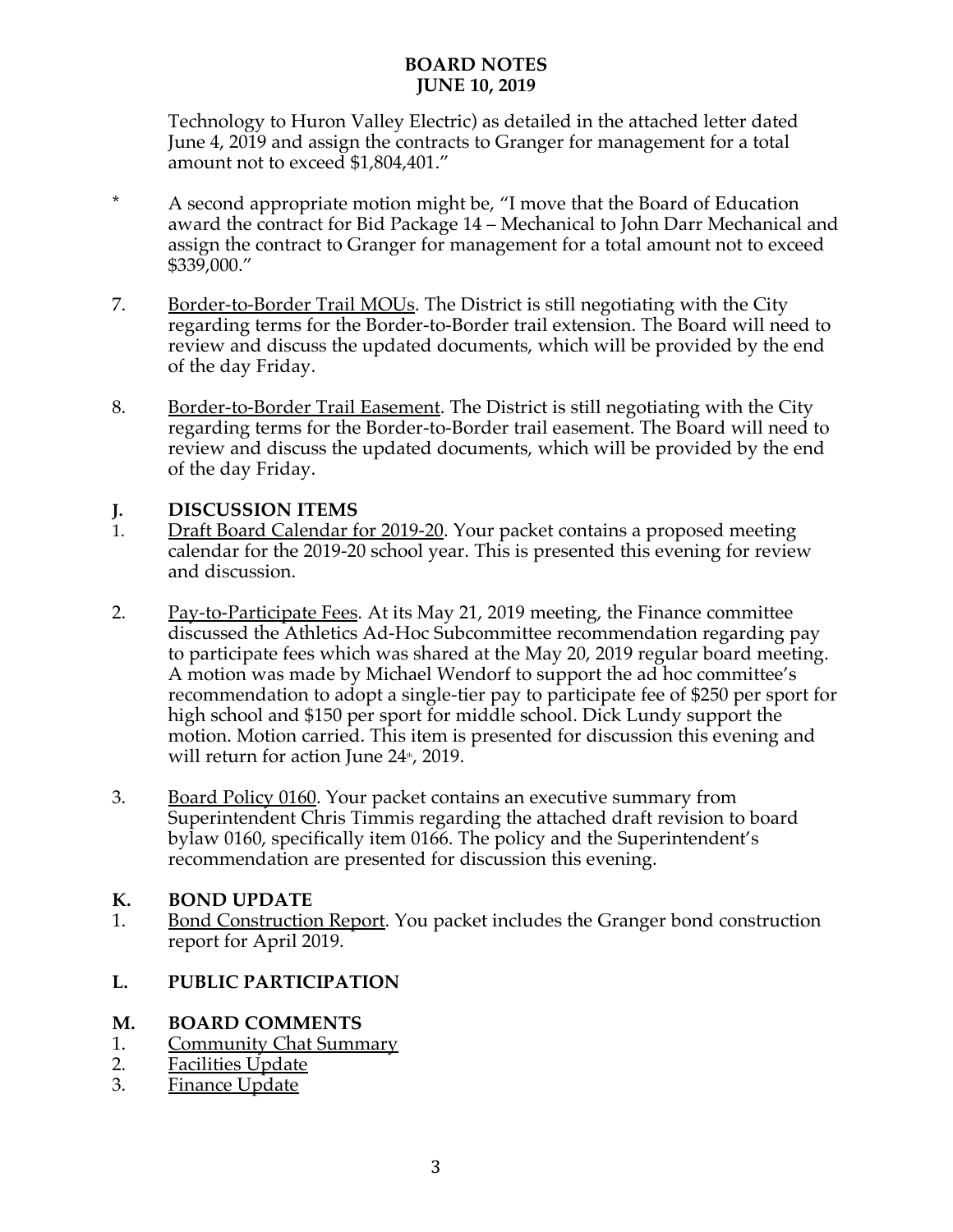Technology to Huron Valley Electric) as detailed in the attached letter dated June 4, 2019 and assign the contracts to Granger for management for a total amount not to exceed $1,804,401."

\* A second appropriate motion might be, "I move that the Board of Education award the contract for Bid Package 14 – Mechanical to John Darr Mechanical and assign the contract to Granger for management for a total amount not to exceed $339,000."

7. Border-to-Border Trail MOUs. The District is still negotiating with the City regarding terms for the Border-to-Border trail extension. The Board will need to review and discuss the updated documents, which will be provided by the end of the day Friday.

8. Border-to-Border Trail Easement. The District is still negotiating with the City regarding terms for the Border-to-Border trail easement. The Board will need to review and discuss the updated documents, which will be provided by the end of the day Friday.

## J. DISCUSSION ITEMS

1. Draft Board Calendar for 2019-20. Your packet contains a proposed meeting calendar for the 2019-20 school year. This is presented this evening for review and discussion.

2. Pay-to-Participate Fees. At its May 21, 2019 meeting, the Finance committee discussed the Athletics Ad-Hoc Subcommittee recommendation regarding pay to participate fees which was shared at the May 20, 2019 regular board meeting. A motion was made by Michael Wendorf to support the ad hoc committee's recommendation to adopt a single-tier pay to participate fee of $250 per sport for high school and $150 per sport for middle school. Dick Lundy support the motion. Motion carried. This item is presented for discussion this evening and will return for action June 24th, 2019.

3. Board Policy 0160. Your packet contains an executive summary from Superintendent Chris Timmis regarding the attached draft revision to board bylaw 0160, specifically item 0166. The policy and the Superintendent's recommendation are presented for discussion this evening.

## K. BOND UPDATE

1. Bond Construction Report. You packet includes the Granger bond construction report for April 2019.

## L. PUBLIC PARTICIPATION

## M. BOARD COMMENTS

1. Community Chat Summary
2. Facilities Update
3. Finance Update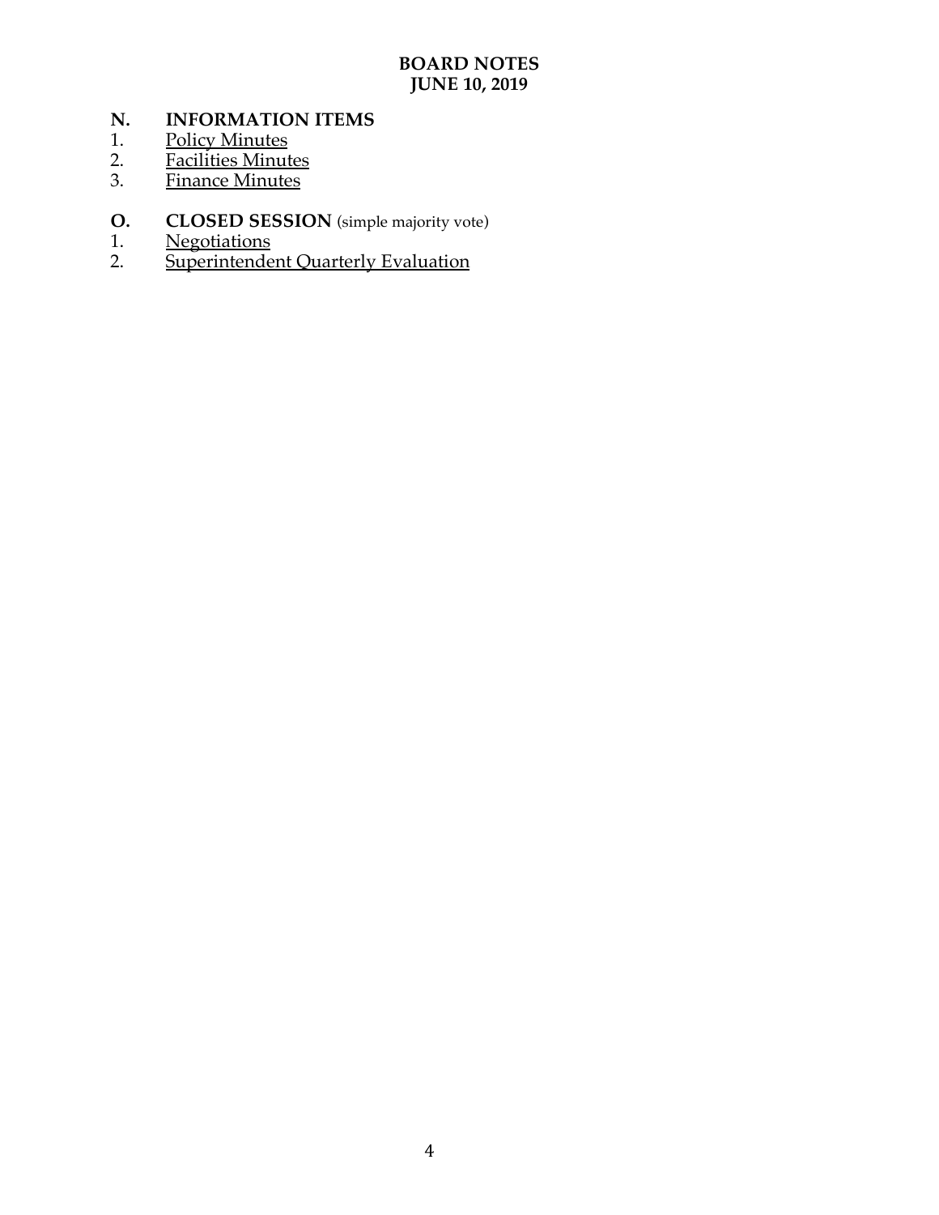**BOARD NOTES**
**JUNE 10, 2019**

## N. INFORMATION ITEMS

1. Policy Minutes
2. Facilities Minutes
3. Finance Minutes

## O. CLOSED SESSION (simple majority vote)

1. Negotiations
2. Superintendent Quarterly Evaluation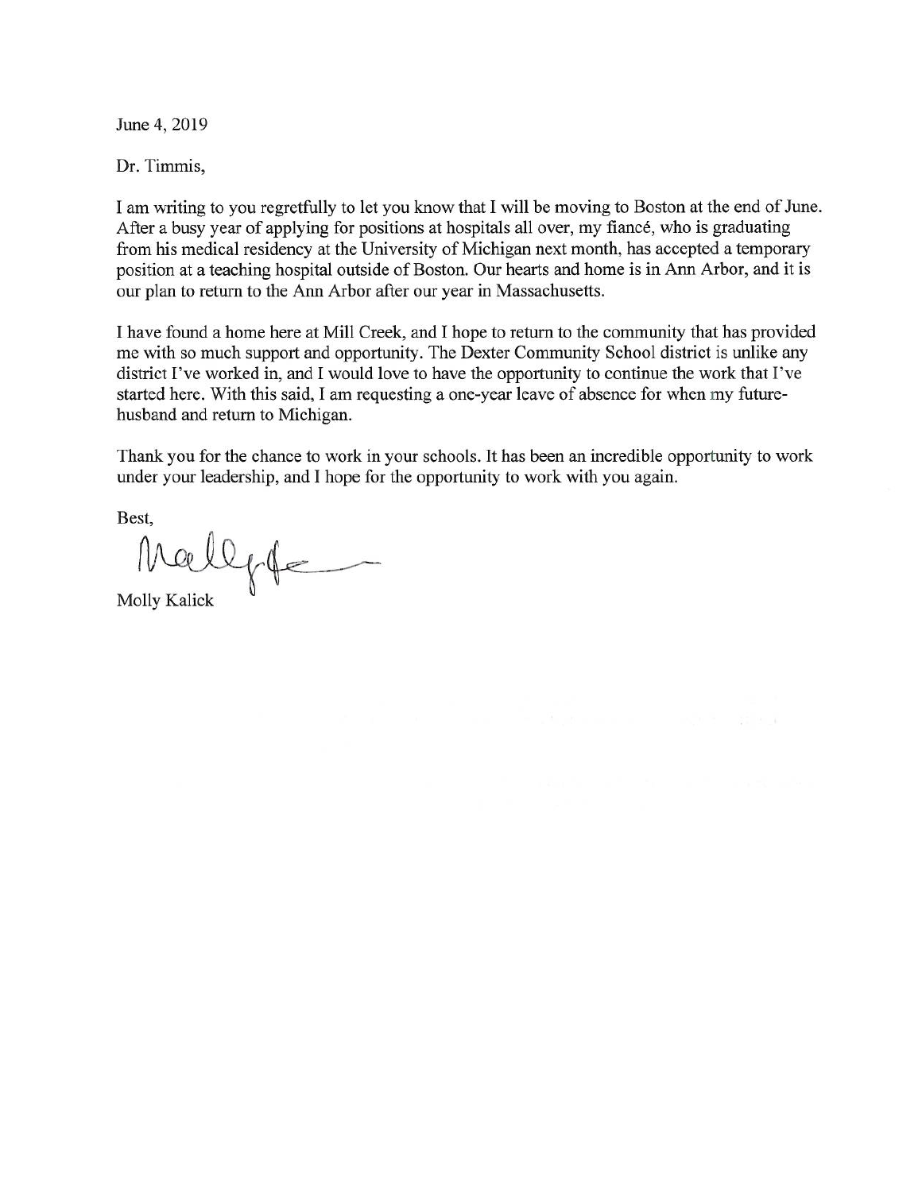June 4, 2019

Dr. Timmis,

I am writing to you regretfully to let you know that I will be moving to Boston at the end of June. After a busy year of applying for positions at hospitals all over, my fiancé, who is graduating from his medical residency at the University of Michigan next month, has accepted a temporary position at a teaching hospital outside of Boston. Our hearts and home is in Ann Arbor, and it is our plan to return to the Ann Arbor after our year in Massachusetts.

I have found a home here at Mill Creek, and I hope to return to the community that has provided me with so much support and opportunity. The Dexter Community School district is unlike any district I've worked in, and I would love to have the opportunity to continue the work that I've started here. With this said, I am requesting a one-year leave of absence for when my future-husband and return to Michigan.

Thank you for the chance to work in your schools. It has been an incredible opportunity to work under your leadership, and I hope for the opportunity to work with you again.

Best,

Molly Kalick